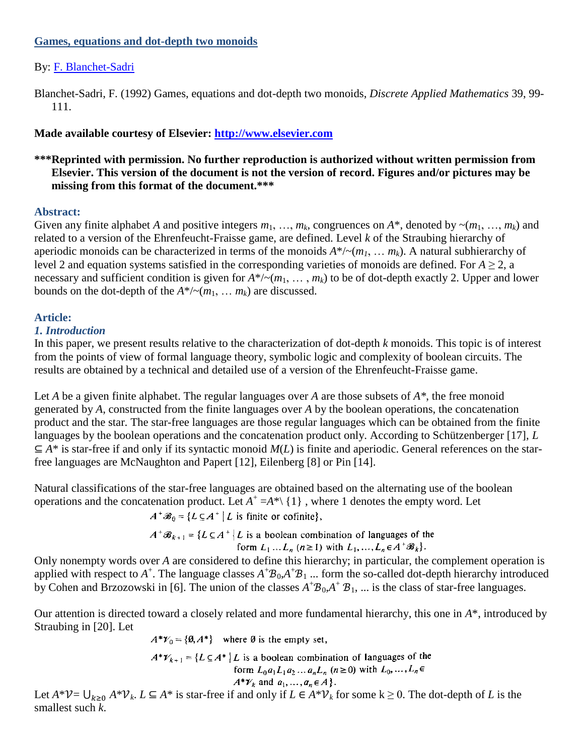[Games, equations and dot-depth two monoids](#)

By: [F. Blanchet-Sadri](#)

Blanchet-Sadri, F. (1992) Games, equations and dot-depth two monoids, *Discrete Applied Mathematics* 39, 99-111.

**Made available courtesy of Elsevier: [http://www.elsevier.com](http://www.elsevier.com)**

**\*\*\*Reprinted with permission. No further reproduction is authorized without written permission from Elsevier. This version of the document is not the version of record. Figures and/or pictures may be missing from this format of the document.\*\*\***

## Abstract:

Given any finite alphabet $A$ and positive integers $m_1, \ldots, m_k$, congruences on $A^*$, denoted by $\sim(m_1, \ldots, m_k)$ and related to a version of the Ehrenfeucht-Fraisse game, are defined. Level $k$ of the Straubing hierarchy of aperiodic monoids can be characterized in terms of the monoids $A^*/\sim(m_1, \ldots m_k)$. A natural subhierarchy of level 2 and equation systems satisfied in the corresponding varieties of monoids are defined. For $A \geq 2$, a necessary and sufficient condition is given for $A^*/\sim(m_1, \ldots, m_k)$ to be of dot-depth exactly 2. Upper and lower bounds on the dot-depth of the $A^*/\sim(m_1, \ldots m_k)$ are discussed.

## Article:

### *1. Introduction*

In this paper, we present results relative to the characterization of dot-depth $k$ monoids. This topic is of interest from the points of view of formal language theory, symbolic logic and complexity of boolean circuits. The results are obtained by a technical and detailed use of a version of the Ehrenfeucht-Fraisse game.

Let $A$ be a given finite alphabet. The regular languages over $A$ are those subsets of $A^*$, the free monoid generated by $A$, constructed from the finite languages over $A$ by the boolean operations, the concatenation product and the star. The star-free languages are those regular languages which can be obtained from the finite languages by the boolean operations and the concatenation product only. According to Schützenberger [17], $L \subseteq A^*$ is star-free if and only if its syntactic monoid $M(L)$ is finite and aperiodic. General references on the star-free languages are McNaughton and Papert [12], Eilenberg [8] or Pin [14].

Natural classifications of the star-free languages are obtained based on the alternating use of the boolean operations and the concatenation product. Let $A^+ = A^* \setminus \{1\}$, where 1 denotes the empty word. Let

$$A^+\mathcal{B}_0 = \{L \subseteq A^+ \mid L \text{ is finite or cofinite}\},$$

$$A^+\mathcal{B}_{k+1} = \{L \subseteq A^+ \mid L \text{ is a boolean combination of languages of the form } L_1 \ldots L_n \ (n \geq 1) \text{ with } L_1, \ldots, L_n \in A^+\mathcal{B}_k\}.$$

Only nonempty words over $A$ are considered to define this hierarchy; in particular, the complement operation is applied with respect to $A^+$. The language classes $A^+\mathcal{B}_0, A^+\mathcal{B}_1 \ldots$ form the so-called dot-depth hierarchy introduced by Cohen and Brzozowski in [6]. The union of the classes $A^+\mathcal{B}_0, A^+\mathcal{B}_1, \ldots$ is the class of star-free languages.

Our attention is directed toward a closely related and more fundamental hierarchy, this one in $A^*$, introduced by Straubing in [20]. Let

$$A^*\mathcal{V}_0 = \{\emptyset, A^*\} \quad \text{where } \emptyset \text{ is the empty set},$$

$$A^*\mathcal{V}_{k+1} = \{L \subseteq A^* \mid L \text{ is a boolean combination of languages of the form } L_0 a_1 L_1 a_2 \ldots a_n L_n \ (n \geq 0) \text{ with } L_0, \ldots, L_n \in A^*\mathcal{V}_k \text{ and } a_1, \ldots, a_n \in A\}.$$

Let $A^*\mathcal{V} = \bigcup_{k \geq 0} A^*\mathcal{V}_k$. $L \subseteq A^*$ is star-free if and only if $L \in A^*\mathcal{V}_k$ for some $k \geq 0$. The dot-depth of $L$ is the smallest such $k$.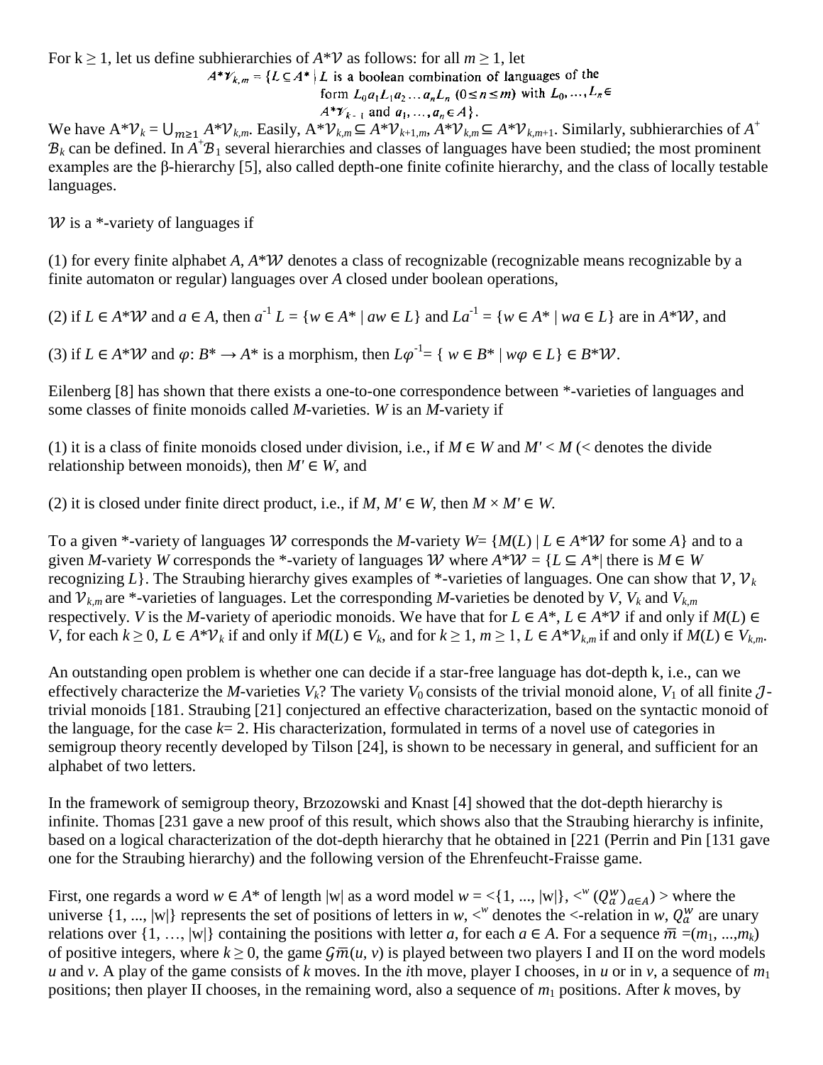For $k \geq 1$, let us define subhierarchies of $A^*\mathcal{V}$ as follows: for all $m \geq 1$, let

$$A^*\mathcal{V}_{k,m} = \{L \subseteq A^* \mid L \text{ is a boolean combination of languages of the form } L_0a_1L_1a_2\ldots a_nL_n \ (0 \leq n \leq m) \text{ with } L_0, \ldots, L_n \in A^*\mathcal{V}_{k-1} \text{ and } a_1, \ldots, a_n \in A\}.$$

We have $A^*\mathcal{V}_k = \bigcup_{m\geq 1} A^*\mathcal{V}_{k,m}$. Easily, $A^*\mathcal{V}_{k,m} \subseteq A^*\mathcal{V}_{k+1,m}$, $A^*\mathcal{V}_{k,m} \subseteq A^*\mathcal{V}_{k,m+1}$. Similarly, subhierarchies of $A^+\mathcal{B}_k$ can be defined. In $A^+\mathcal{B}_1$ several hierarchies and classes of languages have been studied; the most prominent examples are the β-hierarchy [5], also called depth-one finite cofinite hierarchy, and the class of locally testable languages.

$\mathcal{W}$ is a *-variety of languages if

(1) for every finite alphabet $A$, $A^*\mathcal{W}$ denotes a class of recognizable (recognizable means recognizable by a finite automaton or regular) languages over $A$ closed under boolean operations,

(2) if $L \in A^*\mathcal{W}$ and $a \in A$, then $a^{-1}L = \{w \in A^* \mid aw \in L\}$ and $La^{-1} = \{w \in A^* \mid wa \in L\}$ are in $A^*\mathcal{W}$, and

(3) if $L \in A^*\mathcal{W}$ and $\varphi: B^* \rightarrow A^*$ is a morphism, then $L\varphi^{-1} = \{ w \in B^* \mid w\varphi \in L\} \in B^*\mathcal{W}$.

Eilenberg [8] has shown that there exists a one-to-one correspondence between *-varieties of languages and some classes of finite monoids called *M*-varieties. $W$ is an *M*-variety if

(1) it is a class of finite monoids closed under division, i.e., if $M \in W$ and $M' < M$ ($<$ denotes the divide relationship between monoids), then $M' \in W$, and

(2) it is closed under finite direct product, i.e., if $M, M' \in W$, then $M \times M' \in W$.

To a given *-variety of languages $\mathcal{W}$ corresponds the *M*-variety $W = \{M(L) \mid L \in A^*\mathcal{W}$ for some $A\}$ and to a given *M*-variety $W$ corresponds the *-variety of languages $\mathcal{W}$ where $A^*\mathcal{W} = \{L \subseteq A^* \mid$ there is $M \in W$ recognizing $L\}$. The Straubing hierarchy gives examples of *-varieties of languages. One can show that $\mathcal{V}$, $\mathcal{V}_k$ and $\mathcal{V}_{k,m}$ are *-varieties of languages. Let the corresponding *M*-varieties be denoted by $V$, $V_k$ and $V_{k,m}$ respectively. $V$ is the *M*-variety of aperiodic monoids. We have that for $L \in A^*$, $L \in A^*\mathcal{V}$ if and only if $M(L) \in V$, for each $k \geq 0$, $L \in A^*\mathcal{V}_k$ if and only if $M(L) \in V_k$, and for $k \geq 1$, $m \geq 1$, $L \in A^*\mathcal{V}_{k,m}$ if and only if $M(L) \in V_{k,m}$.

An outstanding open problem is whether one can decide if a star-free language has dot-depth k, i.e., can we effectively characterize the *M*-varieties $V_k$? The variety $V_0$ consists of the trivial monoid alone, $V_1$ of all finite $\mathcal{J}$-trivial monoids [181. Straubing [21] conjectured an effective characterization, based on the syntactic monoid of the language, for the case $k = 2$. His characterization, formulated in terms of a novel use of categories in semigroup theory recently developed by Tilson [24], is shown to be necessary in general, and sufficient for an alphabet of two letters.

In the framework of semigroup theory, Brzozowski and Knast [4] showed that the dot-depth hierarchy is infinite. Thomas [231 gave a new proof of this result, which shows also that the Straubing hierarchy is infinite, based on a logical characterization of the dot-depth hierarchy that he obtained in [221 (Perrin and Pin [131 gave one for the Straubing hierarchy) and the following version of the Ehrenfeucht-Fraisse game.

First, one regards a word $w \in A^*$ of length $|w|$ as a word model $w = <\{1, ..., |w|\}, <^w (Q_a^w)_{a\in A}>$ where the universe $\{1, ..., |w|\}$ represents the set of positions of letters in $w$, $<^w$ denotes the $<$-relation in $w$, $Q_a^w$ are unary relations over $\{1, \ldots, |w|\}$ containing the positions with letter $a$, for each $a \in A$. For a sequence $\overline{m} = (m_1, ..., m_k)$ of positive integers, where $k \geq 0$, the game $\mathcal{G}\overline{m}(u, v)$ is played between two players I and II on the word models $u$ and $v$. A play of the game consists of $k$ moves. In the $i$th move, player I chooses, in $u$ or in $v$, a sequence of $m_1$ positions; then player II chooses, in the remaining word, also a sequence of $m_1$ positions. After $k$ moves, by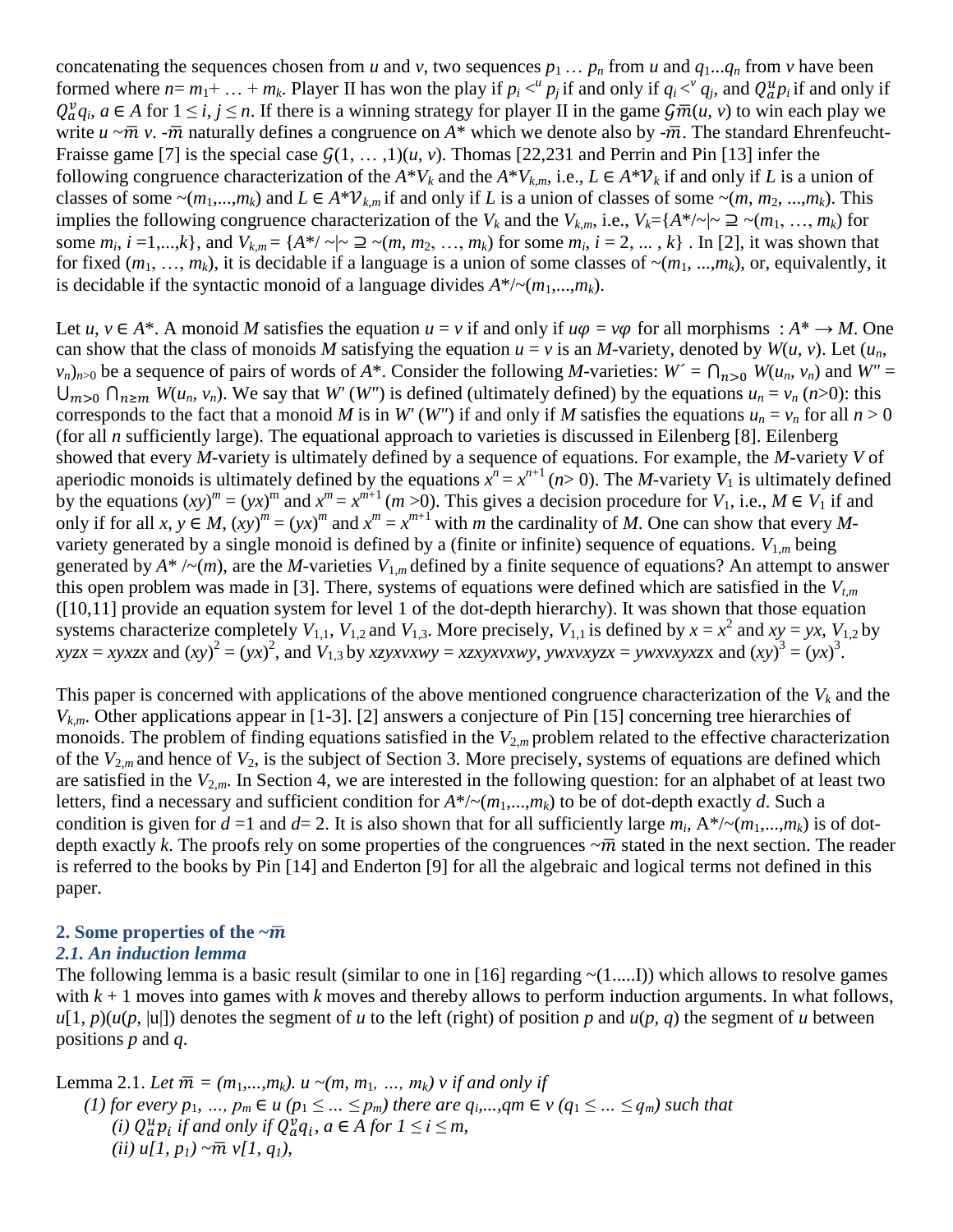concatenating the sequences chosen from $u$ and $v$, two sequences $p_1 \ldots p_n$ from $u$ and $q_1 \ldots q_n$ from $v$ have been formed where $n = m_1 + \ldots + m_k$. Player II has won the play if $p_i <^u p_j$ if and only if $q_i <^v q_j$, and $Q_a^u p_i$ if and only if $Q_a^v q_i$, $a \in A$ for $1 \leq i, j \leq n$. If there is a winning strategy for player II in the game $\mathcal{G}\bar{m}(u, v)$ to win each play we write $u \sim\bar{m}\ v$. $\sim\bar{m}$ naturally defines a congruence on $A^*$ which we denote also by $\sim\bar{m}$. The standard Ehrenfeucht-Fraisse game [7] is the special case $\mathcal{G}(1, \ldots, 1)(u, v)$. Thomas [22,231 and Perrin and Pin [13] infer the following congruence characterization of the $A^*V_k$ and the $A^*V_{k,m}$, i.e., $L \in A^*\mathcal{V}_k$ if and only if $L$ is a union of classes of some $\sim(m_1,\ldots,m_k)$ and $L \in A^*\mathcal{V}_{k,m}$ if and only if $L$ is a union of classes of some $\sim(m, m_2, \ldots, m_k)$. This implies the following congruence characterization of the $V_k$ and the $V_{k,m}$, i.e., $V_k = \{A^*/\sim \mid \sim\ \supseteq \sim(m_1, \ldots, m_k)$ for some $m_i$, $i = 1,\ldots,k\}$, and $V_{k,m} = \{A^*/\sim \mid \sim\ \supseteq \sim(m, m_2, \ldots, m_k)$ for some $m_i$, $i = 2, \ldots, k\}$ . In [2], it was shown that for fixed $(m_1, \ldots, m_k)$, it is decidable if a language is a union of some classes of $\sim(m_1, \ldots, m_k)$, or, equivalently, it is decidable if the syntactic monoid of a language divides $A^*/\sim(m_1,\ldots,m_k)$.

Let $u, v \in A^*$. A monoid $M$ satisfies the equation $u = v$ if and only if $u\varphi = v\varphi$ for all morphisms $: A^* \to M$. One can show that the class of monoids $M$ satisfying the equation $u = v$ is an $M$-variety, denoted by $W(u, v)$. Let $(u_n, v_n)_{n>0}$ be a sequence of pairs of words of $A^*$. Consider the following $M$-varieties: $W' = \bigcap_{n>0} W(u_n, v_n)$ and $W'' = \bigcup_{m>0} \bigcap_{n \geq m} W(u_n, v_n)$. We say that $W'$ ($W''$) is defined (ultimately defined) by the equations $u_n = v_n$ ($n>0$): this corresponds to the fact that a monoid $M$ is in $W'$ ($W''$) if and only if $M$ satisfies the equations $u_n = v_n$ for all $n > 0$ (for all $n$ sufficiently large). The equational approach to varieties is discussed in Eilenberg [8]. Eilenberg showed that every $M$-variety is ultimately defined by a sequence of equations. For example, the $M$-variety $V$ of aperiodic monoids is ultimately defined by the equations $x^n = x^{n+1}$ ($n > 0$). The $M$-variety $V_1$ is ultimately defined by the equations $(xy)^m = (yx)^m$ and $x^m = x^{m+1}$ ($m > 0$). This gives a decision procedure for $V_1$, i.e., $M \in V_1$ if and only if for all $x, y \in M$, $(xy)^m = (yx)^m$ and $x^m = x^{m+1}$ with $m$ the cardinality of $M$. One can show that every $M$-variety generated by a single monoid is defined by a (finite or infinite) sequence of equations. $V_{1,m}$ being generated by $A^*/\sim(m)$, are the $M$-varieties $V_{1,m}$ defined by a finite sequence of equations? An attempt to answer this open problem was made in [3]. There, systems of equations were defined which are satisfied in the $V_{t,m}$ ([10,11] provide an equation system for level 1 of the dot-depth hierarchy). It was shown that those equation systems characterize completely $V_{1,1}$, $V_{1,2}$ and $V_{1,3}$. More precisely, $V_{1,1}$ is defined by $x = x^2$ and $xy = yx$, $V_{1,2}$ by $xyzx = xyxzx$ and $(xy)^2 = (yx)^2$, and $V_{1,3}$ by $xzyxvxwy = xzxyxvxwy$, $ywxvxyzx = ywxvxyxzx$ and $(xy)^3 = (yx)^3$.

This paper is concerned with applications of the above mentioned congruence characterization of the $V_k$ and the $V_{k,m}$. Other applications appear in [1-3]. [2] answers a conjecture of Pin [15] concerning tree hierarchies of monoids. The problem of finding equations satisfied in the $V_{2,m}$ problem related to the effective characterization of the $V_{2,m}$ and hence of $V_2$, is the subject of Section 3. More precisely, systems of equations are defined which are satisfied in the $V_{2,m}$. In Section 4, we are interested in the following question: for an alphabet of at least two letters, find a necessary and sufficient condition for $A^*/\sim(m_1,\ldots,m_k)$ to be of dot-depth exactly $d$. Such a condition is given for $d = 1$ and $d = 2$. It is also shown that for all sufficiently large $m_i$, $A^*/\sim(m_1,\ldots,m_k)$ is of dot-depth exactly $k$. The proofs rely on some properties of the congruences $\sim\bar{m}$ stated in the next section. The reader is referred to the books by Pin [14] and Enderton [9] for all the algebraic and logical terms not defined in this paper.

## 2. Some properties of the $\sim\bar{m}$

### 2.1. An induction lemma

The following lemma is a basic result (similar to one in [16] regarding $\sim(1.....I)$) which allows to resolve games with $k + 1$ moves into games with $k$ moves and thereby allows to perform induction arguments. In what follows, $u[1, p)(u(p, |u|])$ denotes the segment of $u$ to the left (right) of position $p$ and $u(p, q)$ the segment of $u$ between positions $p$ and $q$.

Lemma 2.1. *Let $\bar{m} = (m_1,\ldots,m_k)$. $u \sim(m, m_1, \ldots, m_k)\ v$ if and only if*

*(1) for every $p_1, \ldots, p_m \in u$ ($p_1 \leq \ldots \leq p_m$) there are $q_1,\ldots,q_m \in v$ ($q_1 \leq \ldots \leq q_m$) such that*

*(i) $Q_a^u p_i$ if and only if $Q_a^v q_i$, $a \in A$ for $1 \leq i \leq m$,*

*(ii) $u[1, p_1) \sim\bar{m}\ v[1, q_1)$,*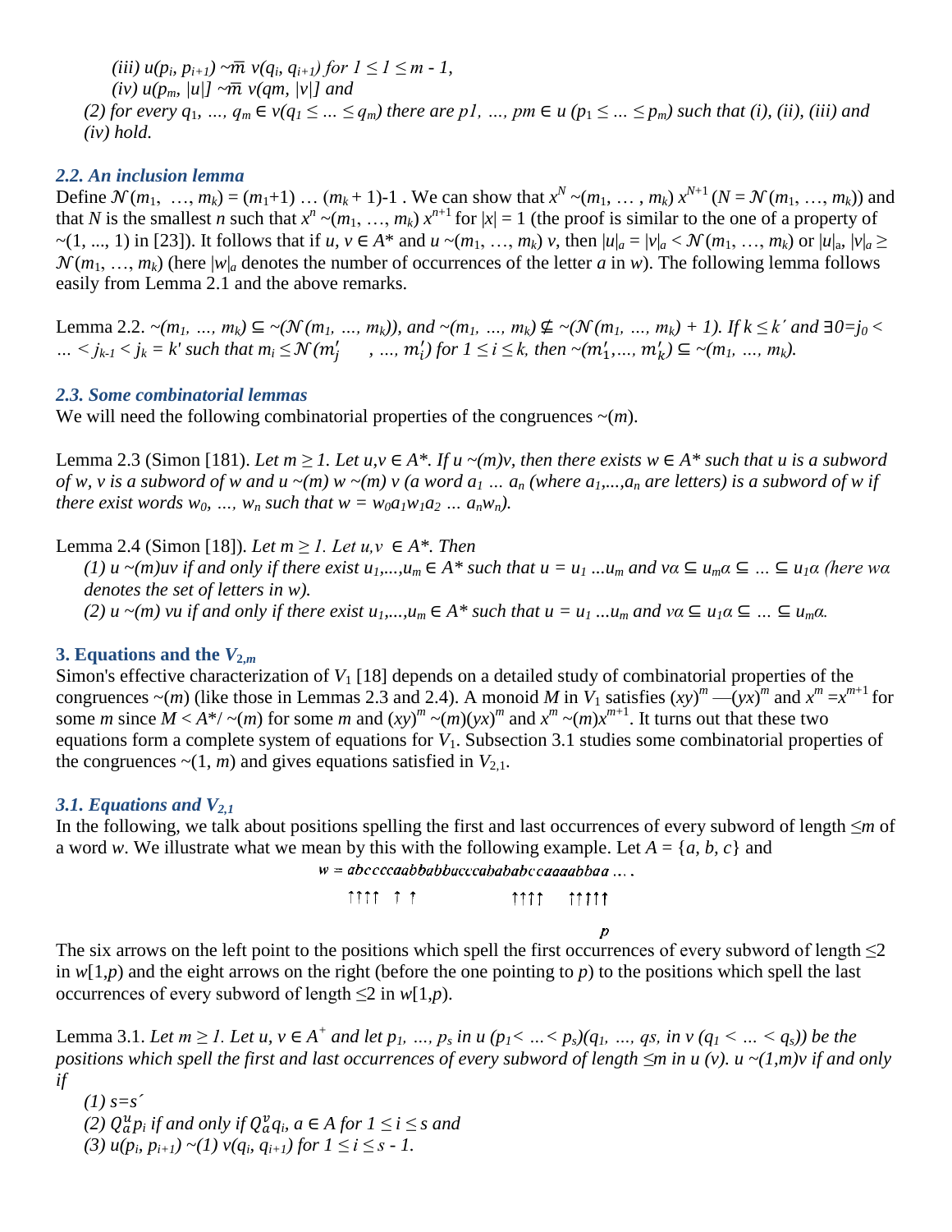*(iii)* $u(p_i, p_{i+1}) \sim\overline{m}\ v(q_i, q_{i+1})$ *for* $1 \leq 1 \leq m - 1$,

*(iv)* $u(p_m, |u|] \sim\overline{m}\ v(qm, |v|]$ *and*

*(2) for every* $q_1, \ldots, q_m \in v(q_1 \leq \ldots \leq q_m)$ *there are* $p1, \ldots, pm \in u\ (p_1 \leq \ldots \leq p_m)$ *such that (i), (ii), (iii) and (iv) hold.*

### *2.2. An inclusion lemma*

Define $\mathcal{N}(m_1, \ldots, m_k) = (m_1+1) \ldots (m_k + 1)\text{-}1$ . We can show that $x^N \sim(m_1, \ldots, m_k)\ x^{N+1}$ ($N = \mathcal{N}(m_1, \ldots, m_k)$) and that $N$ is the smallest $n$ such that $x^n \sim(m_1, \ldots, m_k)\ x^{n+1}$ for $|x| = 1$ (the proof is similar to the one of a property of $\sim(1, \ldots, 1)$ in [23]). It follows that if $u, v \in A^*$ and $u \sim(m_1, \ldots, m_k)\ v$, then $|u|_a = |v|_a < \mathcal{N}(m_1, \ldots, m_k)$ or $|u|_a, |v|_a \geq \mathcal{N}(m_1, \ldots, m_k)$ (here $|w|_a$ denotes the number of occurrences of the letter $a$ in $w$). The following lemma follows easily from Lemma 2.1 and the above remarks.

Lemma 2.2. *$\sim(m_1, \ldots, m_k) \subseteq \sim(\mathcal{N}(m_1, \ldots, m_k))$, and $\sim(m_1, \ldots, m_k) \nsubseteq \sim(\mathcal{N}(m_1, \ldots, m_k) + 1)$. If $k \leq k'$ and $\exists 0=j_0 < \ldots < j_{k-1} < j_k = k'$ such that $m_i \leq \mathcal{N}(m'_j, \ldots, m'_i)$ for $1 \leq i \leq k$, then $\sim(m'_1, \ldots, m'_k) \subseteq \sim(m_1, \ldots, m_k)$.*

### *2.3. Some combinatorial lemmas*

We will need the following combinatorial properties of the congruences $\sim(m)$.

Lemma 2.3 (Simon [181). *Let $m \geq 1$. Let $u,v \in A^*$. If $u \sim(m)v$, then there exists $w \in A^*$ such that $u$ is a subword of $w$, $v$ is a subword of $w$ and $u \sim(m)\ w \sim(m)\ v$ (a word $a_1 \ldots a_n$ (where $a_1,\ldots,a_n$ are letters) is a subword of $w$ if there exist words $w_0, \ldots, w_n$ such that $w = w_0a_1w_1a_2 \ldots a_nw_n$).*

Lemma 2.4 (Simon [18]). *Let $m \geq 1$. Let $u,v \in A^*$. Then*

*(1) $u \sim(m)uv$ if and only if there exist $u_1,\ldots,u_m \in A^*$ such that $u = u_1 \ldots u_m$ and $v\alpha \subseteq u_m\alpha \subseteq \ldots \subseteq u_1\alpha$ (here $w\alpha$ denotes the set of letters in $w$).*

*(2) $u \sim(m)\ vu$ if and only if there exist $u_1,\ldots,u_m \in A^*$ such that $u = u_1 \ldots u_m$ and $v\alpha \subseteq u_1\alpha \subseteq \ldots \subseteq u_m\alpha$.*

## 3. Equations and the $V_{2,m}$

Simon's effective characterization of $V_1$ [18] depends on a detailed study of combinatorial properties of the congruences $\sim(m)$ (like those in Lemmas 2.3 and 2.4). A monoid $M$ in $V_1$ satisfies $(xy)^m$ —$(yx)^m$ and $x^m = x^{m+1}$ for some $m$ since $M < A^*/\sim(m)$ for some $m$ and $(xy)^m \sim(m)(yx)^m$ and $x^m \sim(m)x^{m+1}$. It turns out that these two equations form a complete system of equations for $V_1$. Subsection 3.1 studies some combinatorial properties of the congruences $\sim(1, m)$ and gives equations satisfied in $V_{2,1}$.

### *3.1. Equations and $V_{2,1}$*

In the following, we talk about positions spelling the first and last occurrences of every subword of length $\leq m$ of a word $w$. We illustrate what we mean by this with the following example. Let $A = \{a, b, c\}$ and

$w = abccccaabbabbucccabababccaaaabbaa \ldots$.

↑↑↑↑ ↑ ↑ ↑↑↑↑ ↑↑↑↑↑

$p$

The six arrows on the left point to the positions which spell the first occurrences of every subword of length $\leq 2$ in $w[1,p)$ and the eight arrows on the right (before the one pointing to $p$) to the positions which spell the last occurrences of every subword of length $\leq 2$ in $w[1,p)$.

Lemma 3.1. *Let $m \geq 1$. Let $u, v \in A^+$ and let $p_1, \ldots, p_s$ in $u$ ($p_1 < \ldots < p_s$)($q_1, \ldots, qs$, in $v$ ($q_1 < \ldots < q_s$)) be the positions which spell the first and last occurrences of every subword of length $\leq m$ in $u$ ($v$). $u \sim(1,m)v$ if and only if*

*(1) $s=s'$*

*(2) $Q_a^u p_i$ if and only if $Q_a^v q_i$, $a \in A$ for $1 \leq i \leq s$ and*

*(3) $u(p_i, p_{i+1}) \sim(1)\ v(q_i, q_{i+1})$ for $1 \leq i \leq s - 1$.*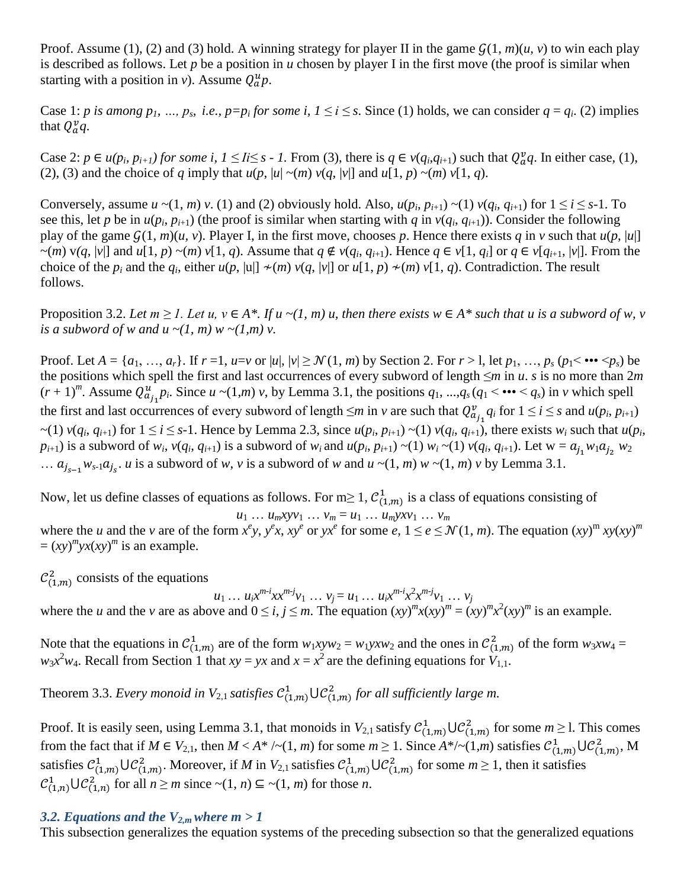Proof. Assume (1), (2) and (3) hold. A winning strategy for player II in the game $\mathcal{G}(1, m)(u, v)$ to win each play is described as follows. Let $p$ be a position in $u$ chosen by player I in the first move (the proof is similar when starting with a position in $v$). Assume $Q^u_\alpha p$.

Case 1: *$p$ is among $p_1, \ldots, p_s$, i.e., $p=p_i$ for some $i$, $1 \leq i \leq s$.* Since (1) holds, we can consider $q = q_i$. (2) implies that $Q^v_\alpha q$.

Case 2: *$p \in u(p_i, p_{i+1})$ for some $i$, $1 \leq Ii \leq s - 1$.* From (3), there is $q \in v(q_i,q_{i+1})$ such that $Q^v_\alpha q$. In either case, (1), (2), (3) and the choice of $q$ imply that $u(p, |u| \sim(m)\, v(q, |v|]$ and $u[1, p) \sim(m)\, v[1, q)$.

Conversely, assume $u \sim(1, m)\, v$. (1) and (2) obviously hold. Also, $u(p_i, p_{i+1}) \sim(1)\, v(q_i, q_{i+1})$ for $1 \leq i \leq s$-1. To see this, let $p$ be in $u(p_i, p_{i+1})$ (the proof is similar when starting with $q$ in $v(q_i, q_{i+1})$). Consider the following play of the game $\mathcal{G}(1, m)(u, v)$. Player I, in the first move, chooses $p$. Hence there exists $q$ in $v$ such that $u(p, |u|] \sim(m)\, v(q, |v|]$ and $u[1, p) \sim(m)\, v[1, q)$. Assume that $q \notin v(q_i, q_{i+1})$. Hence $q \in v[1, q_i]$ or $q \in v[q_{i+1}, |v|]$. From the choice of the $p_i$ and the $q_i$, either $u(p, |u|] \nsim(m)\, v(q, |v|]$ or $u[1, p) \nsim(m)\, v[1, q)$. Contradiction. The result follows.

Proposition 3.2. *Let $m \geq 1$. Let $u, v \in A^*$. If $u \sim(1, m)\, u$, then there exists $w \in A^*$ such that $u$ is a subword of $w$, $v$ is a subword of $w$ and $u \sim(1, m)\, w \sim(1,m)\, v$.*

Proof. Let $A = \{a_1, \ldots, a_r\}$. If $r = 1$, $u=v$ or $|u|, |v| \geq \mathcal{N}(1, m)$ by Section 2. For $r > 1$, let $p_1, \ldots, p_s$ ($p_1 < \cdots < p_s$) be the positions which spell the first and last occurrences of every subword of length $\leq m$ in $u$. $s$ is no more than $2m\,(r + 1)^m$. Assume $Q^u_{a_{j_1}} p_i$. Since $u \sim(1,m)\, v$, by Lemma 3.1, the positions $q_1, \ldots, q_s$ ($q_1 < \cdots < q_s$) in $v$ which spell the first and last occurrences of every subword of length $\leq m$ in $v$ are such that $Q^v_{a_{j_1}} q_i$ for $1 \leq i \leq s$ and $u(p_i, p_{i+1}) \sim(1)\, v(q_i, q_{i+1})$ for $1 \leq i \leq s$-1. Hence by Lemma 2.3, since $u(p_i, p_{i+1}) \sim(1)\, v(q_i, q_{i+1})$, there exists $w_i$ such that $u(p_i, p_{i+1})$ is a subword of $w_i$, $v(q_i, q_{i+1})$ is a subword of $w_i$ and $u(p_i, p_{i+1}) \sim(1)\, w_i \sim(1)\, v(q_i, q_{i+1})$. Let $w = a_{j_1} w_1 a_{j_2} w_2 \ldots a_{j_{s-1}} w_{s-1} a_{j_s}$. $u$ is a subword of $w$, $v$ is a subword of $w$ and $u \sim(1, m)\, w \sim(1, m)\, v$ by Lemma 3.1.

Now, let us define classes of equations as follows. For $m \geq 1$, $\mathcal{C}^1_{(1,m)}$ is a class of equations consisting of

$$u_1 \ldots u_m xy v_1 \ldots v_m = u_1 \ldots u_m yx v_1 \ldots v_m$$

where the $u$ and the $v$ are of the form $x^e y$, $y^e x$, $xy^e$ or $yx^e$ for some $e$, $1 \leq e \leq \mathcal{N}(1, m)$. The equation $(xy)^m xy(xy)^m = (xy)^m yx(xy)^m$ is an example.

$\mathcal{C}^2_{(1,m)}$ consists of the equations

$$u_1 \ldots u_i x^{m-i} x x^{m-j} v_1 \ldots v_j = u_1 \ldots u_i x^{m-i} x^2 x^{m-j} v_1 \ldots v_j$$

where the $u$ and the $v$ are as above and $0 \leq i, j \leq m$. The equation $(xy)^m x(xy)^m = (xy)^m x^2(xy)^m$ is an example.

Note that the equations in $\mathcal{C}^1_{(1,m)}$ are of the form $w_1 xy w_2 = w_1 yx w_2$ and the ones in $\mathcal{C}^2_{(1,m)}$ of the form $w_3 x w_4 = w_3 x^2 w_4$. Recall from Section 1 that $xy = yx$ and $x = x^2$ are the defining equations for $V_{1,1}$.

Theorem 3.3. *Every monoid in $V_{2,1}$ satisfies $\mathcal{C}^1_{(1,m)} \cup \mathcal{C}^2_{(1,m)}$ for all sufficiently large $m$.*

Proof. It is easily seen, using Lemma 3.1, that monoids in $V_{2,1}$ satisfy $\mathcal{C}^1_{(1,m)} \cup \mathcal{C}^2_{(1,m)}$ for some $m \geq 1$. This comes from the fact that if $M \in V_{2,1}$, then $M < A^*/\sim(1, m)$ for some $m \geq 1$. Since $A^*/\sim(1,m)$ satisfies $\mathcal{C}^1_{(1,m)} \cup \mathcal{C}^2_{(1,m)}$, M satisfies $\mathcal{C}^1_{(1,m)} \cup \mathcal{C}^2_{(1,m)}$. Moreover, if $M$ in $V_{2,1}$ satisfies $\mathcal{C}^1_{(1,m)} \cup \mathcal{C}^2_{(1,m)}$ for some $m \geq 1$, then it satisfies $\mathcal{C}^1_{(1,n)} \cup \mathcal{C}^2_{(1,n)}$ for all $n \geq m$ since $\sim(1, n) \subseteq \sim(1, m)$ for those $n$.

### *3.2. Equations and the $V_{2,m}$ where $m > 1$*

This subsection generalizes the equation systems of the preceding subsection so that the generalized equations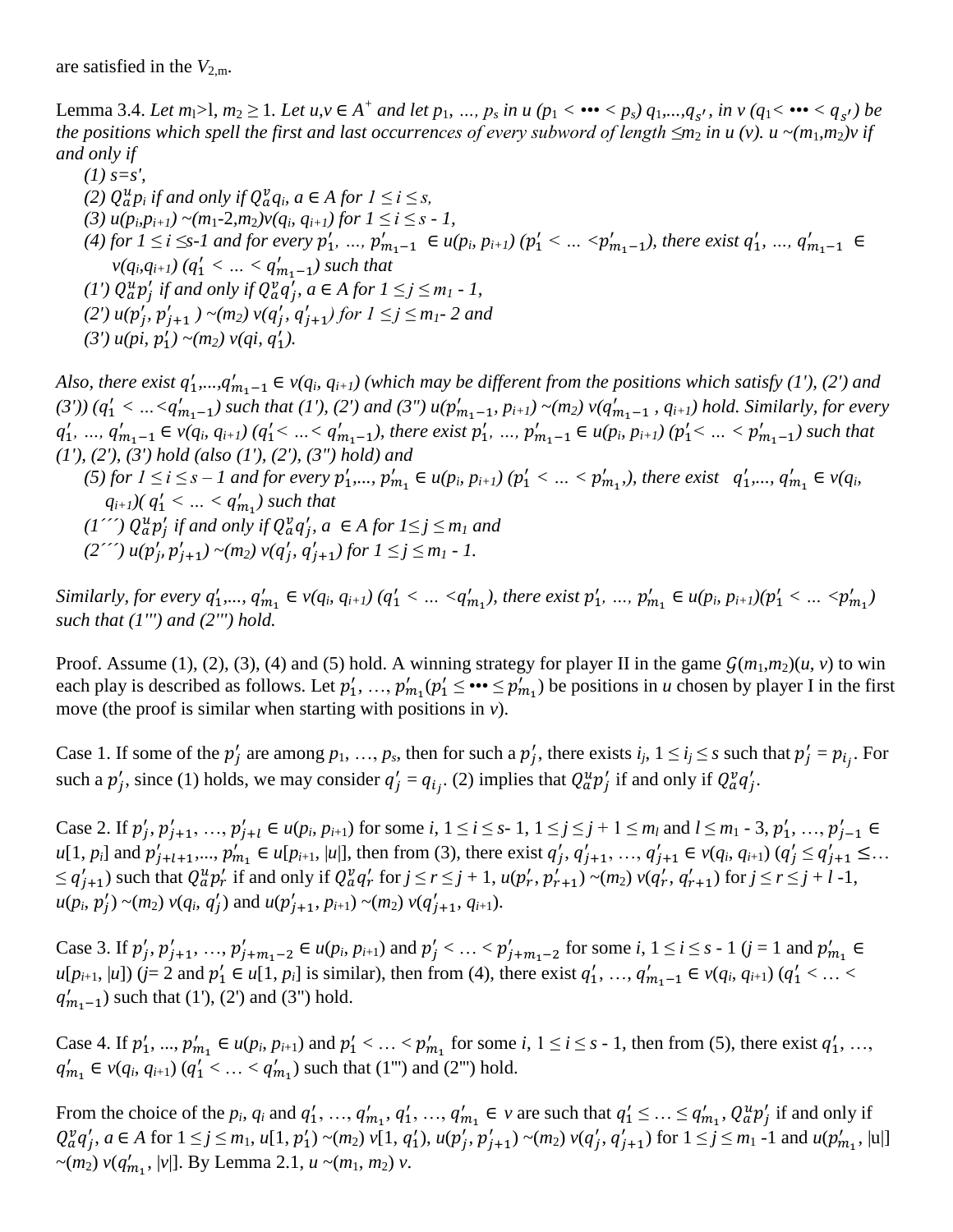are satisfied in the $V_{2,m}$.

Lemma 3.4. *Let $m_1$>l, $m_2 \geq 1$. Let $u,v \in A^+$ and let $p_1, \ldots, p_s$ in $u$ ($p_1 < \cdots < p_s$) $q_1,\ldots,q_{s'}$, in $v$ ($q_1 < \cdots < q_{s'}$) be the positions which spell the first and last occurrences of every subword of length $\leq m_2$ in $u$ ($v$). $u \sim(m_1,m_2)v$ if and only if*

*(1) $s=s'$,*

*(2) $Q_a^u p_i$ if and only if $Q_a^v q_i$, $a \in A$ for $1 \leq i \leq s$,*

*(3) $u(p_i,p_{i+1}) \sim(m_1\text{-}2,m_2)v(q_i, q_{i+1})$ for $1 \leq i \leq s$ - 1,*

*(4) for $1 \leq i \leq$s-1 and for every $p'_1, \ldots, p'_{m_1-1} \in u(p_i, p_{i+1})$ ($p'_1 < \ldots < p'_{m_1-1}$), there exist $q'_1, \ldots, q'_{m_1-1} \in v(q_i,q_{i+1})$ ($q'_1 < \ldots < q'_{m_1-1}$) such that*

*(1') $Q_a^u p'_j$ if and only if $Q_a^v q'_j$, $a \in A$ for $1 \leq j \leq m_1$ - 1,*

*(2') $u(p'_j, p'_{j+1}) \sim(m_2)\, v(q'_j, q'_{j+1})$ for $1 \leq j \leq m_1$- 2 and*

*(3') $u(pi, p'_1) \sim(m_2)\, v(qi, q'_1)$.*

*Also, there exist $q'_1,\ldots,q'_{m_1-1} \in v(q_i, q_{i+1})$ (which may be different from the positions which satisfy (1'), (2') and (3')) ($q'_1 < \ldots < q'_{m_1-1}$) such that (1'), (2') and (3'') $u(p'_{m_1-1}, p_{i+1}) \sim(m_2)\, v(q'_{m_1-1}, q_{i+1})$ hold. Similarly, for every $q'_1, \ldots, q'_{m_1-1} \in v(q_i, q_{i+1})$ ($q'_1 < \ldots < q'_{m_1-1}$), there exist $p'_1, \ldots, p'_{m_1-1} \in u(p_i, p_{i+1})$ ($p'_1 < \ldots < p'_{m_1-1}$) such that (1'), (2'), (3') hold (also (1'), (2'), (3'') hold) and*

*(5) for $1 \leq i \leq s - 1$ and for every $p'_1,\ldots, p'_{m_1} \in u(p_i, p_{i+1})$ ($p'_1 < \ldots < p'_{m_1}$), there exist $q'_1,\ldots, q'_{m_1} \in v(q_i, q_{i+1})$( $q'_1 < \ldots < q'_{m_1}$) such that*

*(1''') $Q_a^u p'_j$ if and only if $Q_a^v q'_j$, $a \in A$ for $1 \leq j \leq m_1$ and*

*(2''') $u(p'_j, p'_{j+1}) \sim(m_2)\, v(q'_j, q'_{j+1})$ for $1 \leq j \leq m_1$ - 1.*

*Similarly, for every $q'_1,\ldots, q'_{m_1} \in v(q_i, q_{i+1})$ ($q'_1 < \ldots < q'_{m_1}$), there exist $p'_1, \ldots, p'_{m_1} \in u(p_i, p_{i+1})$($p'_1 < \ldots < p'_{m_1}$) such that (1''') and (2''') hold.*

Proof. Assume (1), (2), (3), (4) and (5) hold. A winning strategy for player II in the game $\mathcal{G}(m_1,m_2)(u, v)$ to win each play is described as follows. Let $p'_1, \ldots, p'_{m_1}$($p'_1 \leq \cdots \leq p'_{m_1}$) be positions in $u$ chosen by player I in the first move (the proof is similar when starting with positions in $v$).

Case 1. If some of the $p'_j$ are among $p_1, \ldots, p_s$, then for such a $p'_j$, there exists $i_j$, $1 \leq i_j \leq s$ such that $p'_j = p_{i_j}$. For such a $p'_j$, since (1) holds, we may consider $q'_j = q_{i_j}$. (2) implies that $Q_a^u p'_j$ if and only if $Q_a^v q'_j$.

Case 2. If $p'_j, p'_{j+1}, \ldots, p'_{j+l} \in u(p_i, p_{i+1})$ for some $i$, $1 \leq i \leq s$- 1, $1 \leq j \leq j + 1 \leq m_l$ and $l \leq m_1$ - 3, $p'_1, \ldots, p'_{j-1} \in u[1, p_i]$ and $p'_{j+l+1},\ldots, p'_{m_1} \in u[p_{i+1}, |u|]$, then from (3), there exist $q'_j, q'_{j+1}, \ldots, q'_{j+1} \in v(q_i, q_{i+1})$ ($q'_j \leq q'_{j+1} \leq \ldots \leq q'_{j+1}$) such that $Q_a^u p'_r$ if and only if $Q_a^v q'_r$ for $j \leq r \leq j + 1$, $u(p'_r, p'_{r+1}) \sim(m_2)\, v(q'_r, q'_{r+1})$ for $j \leq r \leq j + l$ -1, $u(p_i, p'_j) \sim(m_2)\, v(q_i, q'_j)$ and $u(p'_{j+1}, p_{i+1}) \sim(m_2)\, v(q'_{j+1}, q_{i+1})$.

Case 3. If $p'_j, p'_{j+1}, \ldots, p'_{j+m_1-2} \in u(p_i, p_{i+1})$ and $p'_j < \ldots < p'_{j+m_1-2}$ for some $i$, $1 \leq i \leq s$ - 1 ($j$ = 1 and $p'_{m_1} \in u[p_{i+1}, |u|]$) ($j$= 2 and $p'_1 \in u[1, p_i]$ is similar), then from (4), there exist $q'_1, \ldots, q'_{m_1-1} \in v(q_i, q_{i+1})$ ($q'_1 < \ldots < q'_{m_1-1}$) such that (1'), (2') and (3'') hold.

Case 4. If $p'_1, \ldots, p'_{m_1} \in u(p_i, p_{i+1})$ and $p'_1 < \ldots < p'_{m_1}$ for some $i$, $1 \leq i \leq s$ - 1, then from (5), there exist $q'_1, \ldots, q'_{m_1} \in v(q_i, q_{i+1})$ ($q'_1 < \ldots < q'_{m_1}$) such that (1''') and (2''') hold.

From the choice of the $p_i$, $q_i$ and $q'_1, \ldots, q'_{m_1}$, $q'_1, \ldots, q'_{m_1} \in v$ are such that $q'_1 \leq \ldots \leq q'_{m_1}$, $Q_a^u p'_j$ if and only if $Q_a^v q'_j$, $a \in A$ for $1 \leq j \leq m_1$, $u[1, p'_1) \sim(m_2)\, v[1, q'_1)$, $u(p'_j, p'_{j+1}) \sim(m_2)\, v(q'_j, q'_{j+1})$ for $1 \leq j \leq m_1$ -1 and $u(p'_{m_1}, |u|] \sim(m_2)\, v(q'_{m_1}, |v|]$. By Lemma 2.1, $u \sim(m_1, m_2)\, v$.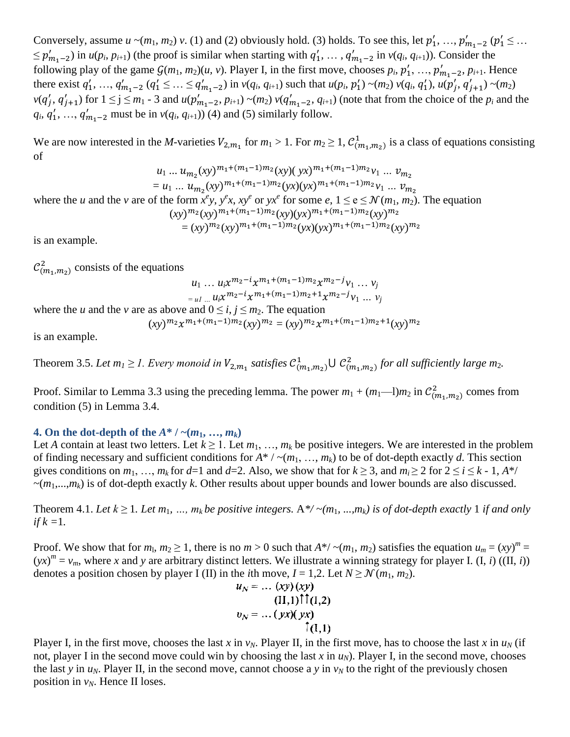Conversely, assume $u \sim(m_1, m_2)\, v$. (1) and (2) obviously hold. (3) holds. To see this, let $p'_1, \ldots, p'_{m_1-2}$ ($p'_1 \leq \ldots \leq p'_{m_1-2}$) in $u(p_i, p_{i+1})$ (the proof is similar when starting with $q'_1, \ldots, q'_{m_1-2}$ in $v(q_i, q_{i+1})$). Consider the following play of the game $\mathcal{G}(m_1, m_2)(u, v)$. Player I, in the first move, chooses $p_i, p'_1, \ldots, p'_{m_1-2}, p_{i+1}$. Hence there exist $q'_1, \ldots, q'_{m_1-2}$ ($q'_1 \leq \ldots \leq q'_{m_1-2}$) in $v(q_i, q_{i+1})$ such that $u(p_i, p'_1) \sim(m_2)\, v(q_i, q'_1)$, $u(p'_j, q'_{j+1}) \sim(m_2)\, v(q'_j, q'_{j+1})$ for $1 \leq j \leq m_1 - 3$ and $u(p'_{m_1-2}, p_{i+1}) \sim(m_2)\, v(q'_{m_1-2}, q_{i+1})$ (note that from the choice of the $p_i$ and the $q_i$, $q'_1, \ldots, q'_{m_1-2}$ must be in $v(q_i, q_{i+1})$) (4) and (5) similarly follow.

We are now interested in the *M*-varieties $V_{2,m_1}$ for $m_1 > 1$. For $m_2 \geq 1$, $\mathcal{C}^1_{(m_1,m_2)}$ is a class of equations consisting of

$$u_1 \ldots u_{m_2}(xy)^{m_1+(m_1-1)m_2}(xy)(yx)^{m_1+(m_1-1)m_2}v_1 \ldots v_{m_2}$$
$$= u_1 \ldots u_{m_2}(xy)^{m_1+(m_1-1)m_2}(yx)(yx)^{m_1+(m_1-1)m_2}v_1 \ldots v_{m_2}$$

where the $u$ and the $v$ are of the form $x^e y$, $y^e x$, $xy^e$ or $yx^e$ for some $e$, $1 \leq e \leq \mathcal{N}(m_1, m_2)$. The equation

$$(xy)^{m_2}(xy)^{m_1+(m_1-1)m_2}(xy)(yx)^{m_1+(m_1-1)m_2}(xy)^{m_2}$$
$$= (xy)^{m_2}(xy)^{m_1+(m_1-1)m_2}(yx)(yx)^{m_1+(m_1-1)m_2}(xy)^{m_2}$$

is an example.

$\mathcal{C}^2_{(m_1,m_2)}$ consists of the equations

$$u_1 \ldots u_i x^{m_2-i} x^{m_1+(m_1-1)m_2} x^{m_2-j} v_1 \ldots v_j$$
$$= u_1 \ldots u_i x^{m_2-i} x^{m_1+(m_1-1)m_2+1} x^{m_2-j} v_1 \ldots v_j$$

where the $u$ and the $v$ are as above and $0 \leq i, j \leq m_2$. The equation

$$(xy)^{m_2} x^{m_1+(m_1-1)m_2}(xy)^{m_2} = (xy)^{m_2} x^{m_1+(m_1-1)m_2+1}(xy)^{m_2}$$

is an example.

Theorem 3.5. *Let $m_1 \geq 1$. Every monoid in $V_{2,m_1}$ satisfies $\mathcal{C}^1_{(m_1,m_2)} \cup \mathcal{C}^2_{(m_1,m_2)}$ for all sufficiently large $m_2$.*

Proof. Similar to Lemma 3.3 using the preceding lemma. The power $m_1 + (m_1 - 1)m_2$ in $\mathcal{C}^2_{(m_1,m_2)}$ comes from condition (5) in Lemma 3.4.

## 4. On the dot-depth of the $A^* / \sim(m_1, \ldots, m_k)$

Let $A$ contain at least two letters. Let $k \geq 1$. Let $m_1, \ldots, m_k$ be positive integers. We are interested in the problem of finding necessary and sufficient conditions for $A^* / \sim(m_1, \ldots, m_k)$ to be of dot-depth exactly $d$. This section gives conditions on $m_1, \ldots, m_k$ for $d$=1 and $d$=2. Also, we show that for $k \geq 3$, and $m_i \geq 2$ for $2 \leq i \leq k - 1$, $A^*/\sim(m_1,\ldots,m_k)$ is of dot-depth exactly $k$. Other results about upper bounds and lower bounds are also discussed.

Theorem 4.1. *Let $k \geq 1$. Let $m_1, \ldots, m_k$ be positive integers. $A^*/\sim(m_1, \ldots, m_k)$ is of dot-depth exactly 1 if and only if $k$ =1.*

Proof. We show that for $m_1, m_2 \geq 1$, there is no $m > 0$ such that $A^*/\sim(m_1, m_2)$ satisfies the equation $u_m = (xy)^m = (yx)^m = v_m$, where $x$ and $y$ are arbitrary distinct letters. We illustrate a winning strategy for player I. (I, $i$) ((II, $i$)) denotes a position chosen by player I (II) in the $i$th move, $I$ = 1,2. Let $N \geq \mathcal{N}(m_1, m_2)$.

$$u_N = \ldots (xy)(xy)$$
$$\quad (\text{II},1)\uparrow\uparrow(\text{I},2)$$
$$v_N = \ldots (yx)(yx)$$
$$\uparrow(\text{I},1)$$

Player I, in the first move, chooses the last $x$ in $v_N$. Player II, in the first move, has to choose the last $x$ in $u_N$ (if not, player I in the second move could win by choosing the last $x$ in $u_N$). Player I, in the second move, chooses the last $y$ in $u_N$. Player II, in the second move, cannot choose a $y$ in $v_N$ to the right of the previously chosen position in $v_N$. Hence II loses.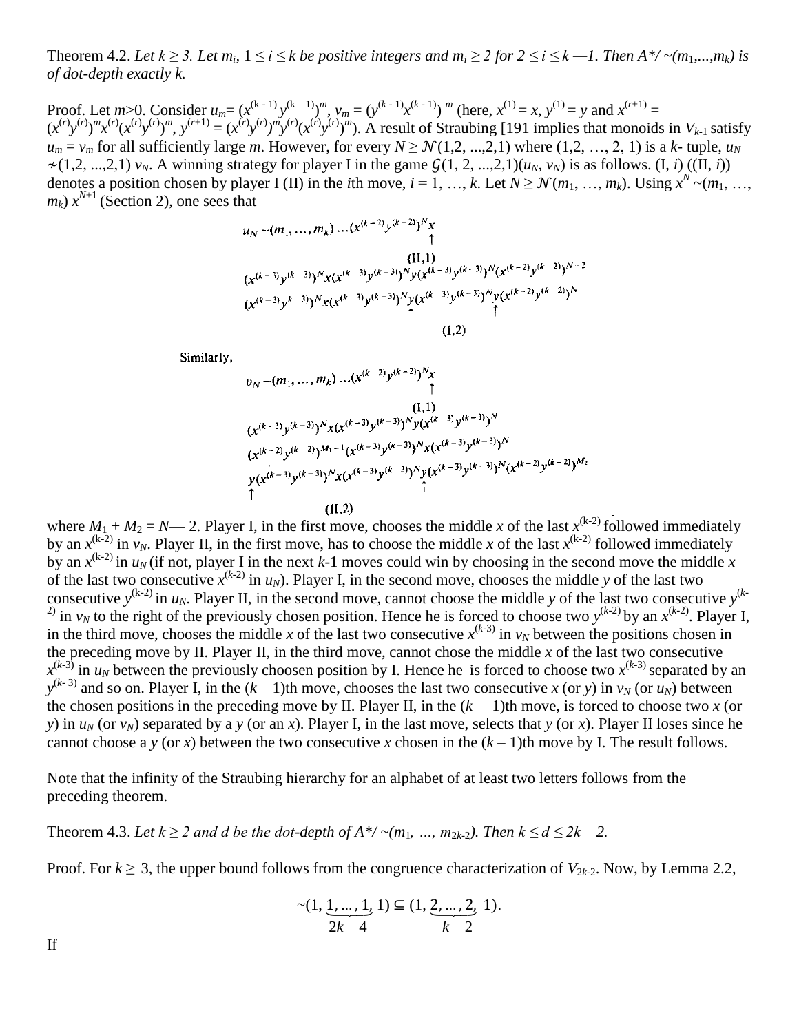Theorem 4.2. *Let $k \geq 3$. Let $m_i$, $1 \leq i \leq k$ be positive integers and $m_i \geq 2$ for $2 \leq i \leq k - 1$. Then $A^*/\sim(m_1,...,m_k)$ is of dot-depth exactly k.*

Proof. Let $m>0$. Consider $u_m = (x^{(k-1)}y^{(k-1)})^m$, $v_m = (y^{(k-1)}x^{(k-1)})^m$ (here, $x^{(1)} = x$, $y^{(1)} = y$ and $x^{(r+1)} = (x^{(r)}y^{(r)})^m x^{(r)}(x^{(r)}y^{(r)})^m$, $y^{(r+1)} = (x^{(r)}y^{(r)})^m y^{(r)}(x^{(r)}y^{(r)})^m$). A result of Straubing [191 implies that monoids in $V_{k-1}$ satisfy $u_m = v_m$ for all sufficiently large $m$. However, for every $N \geq \mathcal{N}(1,2,...,2,1)$ where $(1,2, \ldots, 2, 1)$ is a $k$- tuple, $u_N \nsim(1,2,...,2,1)\, v_N$. A winning strategy for player I in the game $\mathcal{G}(1, 2, ...,2,1)(u_N, v_N)$ is as follows. (I, $i$) ((II, $i$)) denotes a position chosen by player I (II) in the $i$th move, $i = 1, \ldots, k$. Let $N \geq \mathcal{N}(m_1, \ldots, m_k)$. Using $x^N \sim(m_1, \ldots, m_k)\, x^{N+1}$ (Section 2), one sees that

$$
\begin{aligned}
&u_N \sim(m_1,\ldots,m_k)\ldots(x^{(k-2)}y^{(k-2)})^N \underset{\substack{\uparrow\\(\mathrm{II},1)}}{x} \\
&(x^{(k-3)}y^{(k-3)})^N x (x^{(k-3)}y^{(k-3)})^N y (x^{(k-3)}y^{(k-3)})^N (x^{(k-2)}y^{(k-2)})^{N-2} \\
&(x^{(k-3)}y^{k-3)})^N x (x^{(k-3)}y^{(k-3)})^N \underset{\uparrow}{y} (x^{(k-3)}y^{(k-3)})^N \underset{\uparrow}{y} (x^{(k-2)}y^{(k-2)})^N \\
&\qquad\qquad\qquad\qquad\qquad (\mathrm{I},2)
\end{aligned}
$$

Similarly,

$$
\begin{aligned}
&v_N \sim(m_1,\ldots,m_k)\ldots(x^{(k-2)}y^{(k-2)})^N \underset{\substack{\uparrow\\(\mathrm{I},1)}}{x} \\
&(x^{(k-3)}y^{(k-3)})^N x (x^{(k-3)}y^{(k-3)})^N y (x^{(k-3)}y^{(k-3)})^N \\
&(x^{(k-2)}y^{(k-2)})^{M_1-1} (x^{(k-3)}y^{(k-3)})^N x (x^{(k-3)}y^{(k-3)})^N \\
&\underset{\uparrow}{y} (x^{(k-3)}y^{(k-3)})^N x (x^{(k-3)}y^{(k-3)})^N \underset{\uparrow}{y} (x^{(k-3)}y^{(k-3)})^N (x^{(k-2)}y^{(k-2)})^{M_2} \\
&\qquad\qquad\qquad (\mathrm{II},2)
\end{aligned}
$$

where $M_1 + M_2 = N - 2$. Player I, in the first move, chooses the middle $x$ of the last $x^{(k-2)}$ followed immediately by an $x^{(k-2)}$ in $v_N$. Player II, in the first move, has to choose the middle $x$ of the last $x^{(k-2)}$ followed immediately by an $x^{(k-2)}$ in $u_N$ (if not, player I in the next $k$-1 moves could win by choosing in the second move the middle $x$ of the last two consecutive $x^{(k-2)}$ in $u_N$). Player I, in the second move, chooses the middle $y$ of the last two consecutive $y^{(k-2)}$ in $u_N$. Player II, in the second move, cannot choose the middle $y$ of the last two consecutive $y^{(k-2)}$ in $v_N$ to the right of the previously chosen position. Hence he is forced to choose two $y^{(k-2)}$ by an $x^{(k-2)}$. Player I, in the third move, chooses the middle $x$ of the last two consecutive $x^{(k-3)}$ in $v_N$ between the positions chosen in the preceding move by II. Player II, in the third move, cannot chose the middle $x$ of the last two consecutive $x^{(k-3)}$ in $u_N$ between the previously choosen position by I. Hence he is forced to choose two $x^{(k-3)}$ separated by an $y^{(k-3)}$ and so on. Player I, in the $(k-1)$th move, chooses the last two consecutive $x$ (or $y$) in $v_N$ (or $u_N$) between the chosen positions in the preceding move by II. Player II, in the $(k-1)$th move, is forced to choose two $x$ (or $y$) in $u_N$ (or $v_N$) separated by a $y$ (or an $x$). Player I, in the last move, selects that $y$ (or $x$). Player II loses since he cannot choose a $y$ (or $x$) between the two consecutive $x$ chosen in the $(k-1)$th move by I. The result follows.

Note that the infinity of the Straubing hierarchy for an alphabet of at least two letters follows from the preceding theorem.

Theorem 4.3. *Let $k \geq 2$ and d be the dot-depth of $A^*/\sim(m_1, \ldots, m_{2k-2})$. Then $k \leq d \leq 2k-2$.*

Proof. For $k \geq 3$, the upper bound follows from the congruence characterization of $V_{2k-2}$. Now, by Lemma 2.2,

$$\sim(1, \underbrace{1, \ldots, 1}_{2k-4}, 1) \subseteq (1, \underbrace{2, \ldots, 2}_{k-2}, 1).$$

If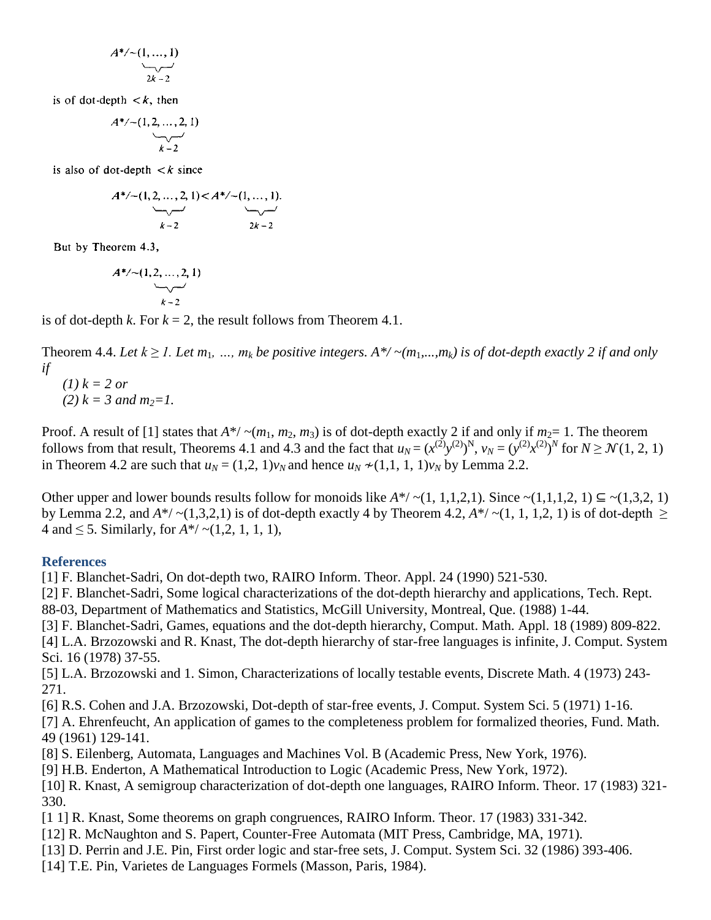$$A^*/\sim(\underbrace{1,\dots,1}_{2k-2})$$

is of dot-depth $< k$, then

$$A^*/\sim(1,\underbrace{2,\dots,2}_{k-2},1)$$

is also of dot-depth $< k$ since

$$A^*/\sim(1,\underbrace{2,\dots,2}_{k-2},1) < A^*/\sim(\underbrace{1,\dots,1}_{2k-2}).$$

But by Theorem 4.3,

$$A^*/\sim(1,\underbrace{2,\dots,2}_{k-2},1)$$

is of dot-depth $k$. For $k = 2$, the result follows from Theorem 4.1.

Theorem 4.4. *Let $k \geq 1$. Let $m_1, \dots, m_k$ be positive integers. $A^*/\sim(m_1,\dots,m_k)$ is of dot-depth exactly 2 if and only if*

*(1) $k = 2$ or*
*(2) $k = 3$ and $m_2 = 1$.*

Proof. A result of [1] states that $A^*/\sim(m_1, m_2, m_3)$ is of dot-depth exactly 2 if and only if $m_2 = 1$. The theorem follows from that result, Theorems 4.1 and 4.3 and the fact that $u_N = (x^{(2)}y^{(2)})^N$, $v_N = (y^{(2)}x^{(2)})^N$ for $N \geq \mathcal{N}(1, 2, 1)$ in Theorem 4.2 are such that $u_N = (1,2,1)v_N$ and hence $u_N \nsim (1,1,1,1)v_N$ by Lemma 2.2.

Other upper and lower bounds results follow for monoids like $A^*/\sim(1,1,1,2,1)$. Since $\sim(1,1,1,2,1) \subseteq \sim(1,3,2,1)$ by Lemma 2.2, and $A^*/\sim(1,3,2,1)$ is of dot-depth exactly 4 by Theorem 4.2, $A^*/\sim(1,1,1,2,1)$ is of dot-depth $\geq 4$ and $\leq 5$. Similarly, for $A^*/\sim(1,2,1,1,1)$,

## References

[1] F. Blanchet-Sadri, On dot-depth two, RAIRO Inform. Theor. Appl. 24 (1990) 521-530.
[2] F. Blanchet-Sadri, Some logical characterizations of the dot-depth hierarchy and applications, Tech. Rept. 88-03, Department of Mathematics and Statistics, McGill University, Montreal, Que. (1988) 1-44.
[3] F. Blanchet-Sadri, Games, equations and the dot-depth hierarchy, Comput. Math. Appl. 18 (1989) 809-822.
[4] L.A. Brzozowski and R. Knast, The dot-depth hierarchy of star-free languages is infinite, J. Comput. System Sci. 16 (1978) 37-55.
[5] L.A. Brzozowski and 1. Simon, Characterizations of locally testable events, Discrete Math. 4 (1973) 243-271.
[6] R.S. Cohen and J.A. Brzozowski, Dot-depth of star-free events, J. Comput. System Sci. 5 (1971) 1-16.
[7] A. Ehrenfeucht, An application of games to the completeness problem for formalized theories, Fund. Math. 49 (1961) 129-141.
[8] S. Eilenberg, Automata, Languages and Machines Vol. B (Academic Press, New York, 1976).
[9] H.B. Enderton, A Mathematical Introduction to Logic (Academic Press, New York, 1972).
[10] R. Knast, A semigroup characterization of dot-depth one languages, RAIRO Inform. Theor. 17 (1983) 321-330.
[1 1] R. Knast, Some theorems on graph congruences, RAIRO Inform. Theor. 17 (1983) 331-342.
[12] R. McNaughton and S. Papert, Counter-Free Automata (MIT Press, Cambridge, MA, 1971).
[13] D. Perrin and J.E. Pin, First order logic and star-free sets, J. Comput. System Sci. 32 (1986) 393-406.
[14] T.E. Pin, Varietes de Languages Formels (Masson, Paris, 1984).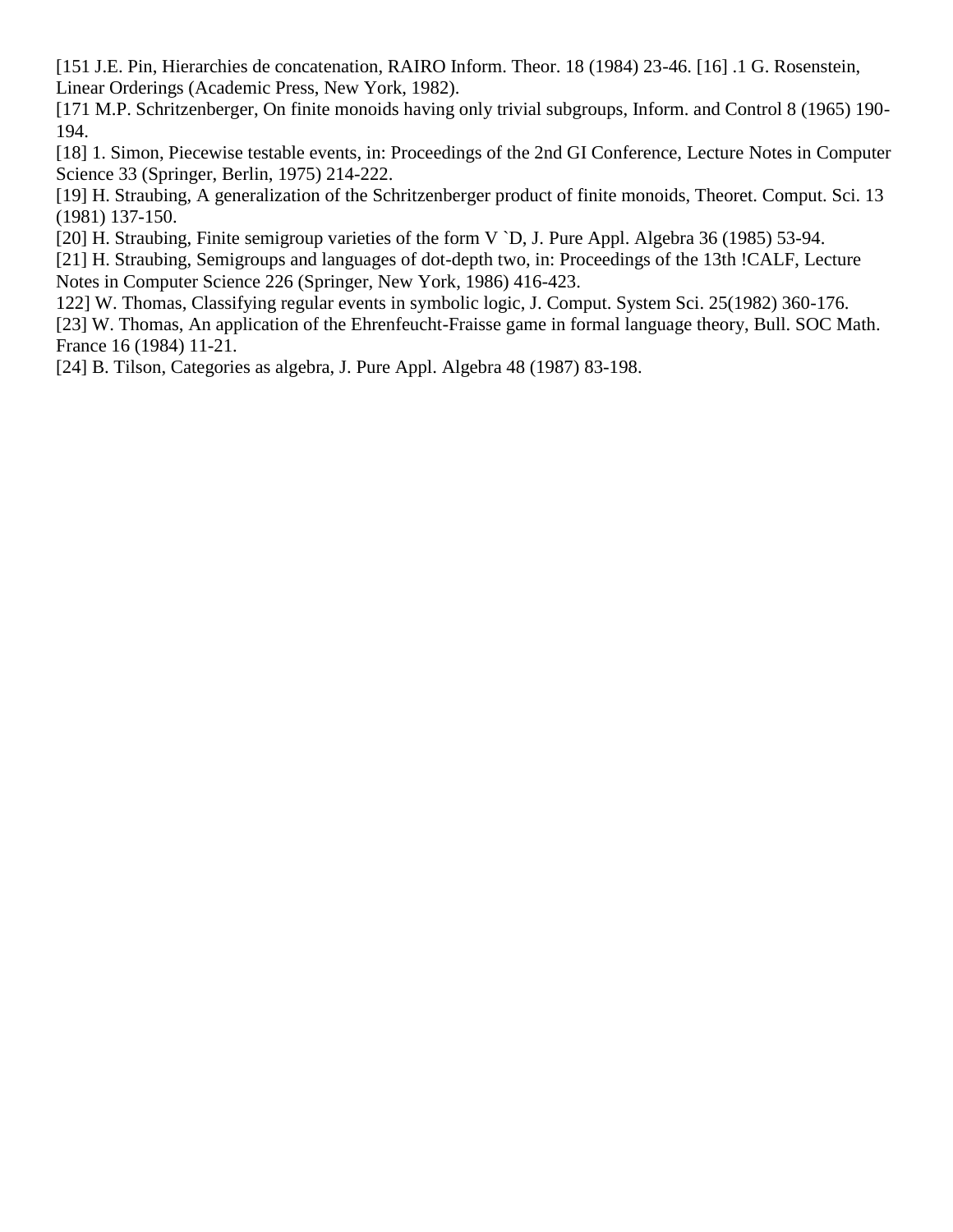[151 J.E. Pin, Hierarchies de concatenation, RAIRO Inform. Theor. 18 (1984) 23-46. [16] .1 G. Rosenstein, Linear Orderings (Academic Press, New York, 1982).

[171 M.P. Schritzenberger, On finite monoids having only trivial subgroups, Inform. and Control 8 (1965) 190-194.

[18] 1. Simon, Piecewise testable events, in: Proceedings of the 2nd GI Conference, Lecture Notes in Computer Science 33 (Springer, Berlin, 1975) 214-222.

[19] H. Straubing, A generalization of the Schritzenberger product of finite monoids, Theoret. Comput. Sci. 13 (1981) 137-150.

[20] H. Straubing, Finite semigroup varieties of the form V `D, J. Pure Appl. Algebra 36 (1985) 53-94.

[21] H. Straubing, Semigroups and languages of dot-depth two, in: Proceedings of the 13th !CALF, Lecture Notes in Computer Science 226 (Springer, New York, 1986) 416-423.

122] W. Thomas, Classifying regular events in symbolic logic, J. Comput. System Sci. 25(1982) 360-176.

[23] W. Thomas, An application of the Ehrenfeucht-Fraisse game in formal language theory, Bull. SOC Math. France 16 (1984) 11-21.

[24] B. Tilson, Categories as algebra, J. Pure Appl. Algebra 48 (1987) 83-198.